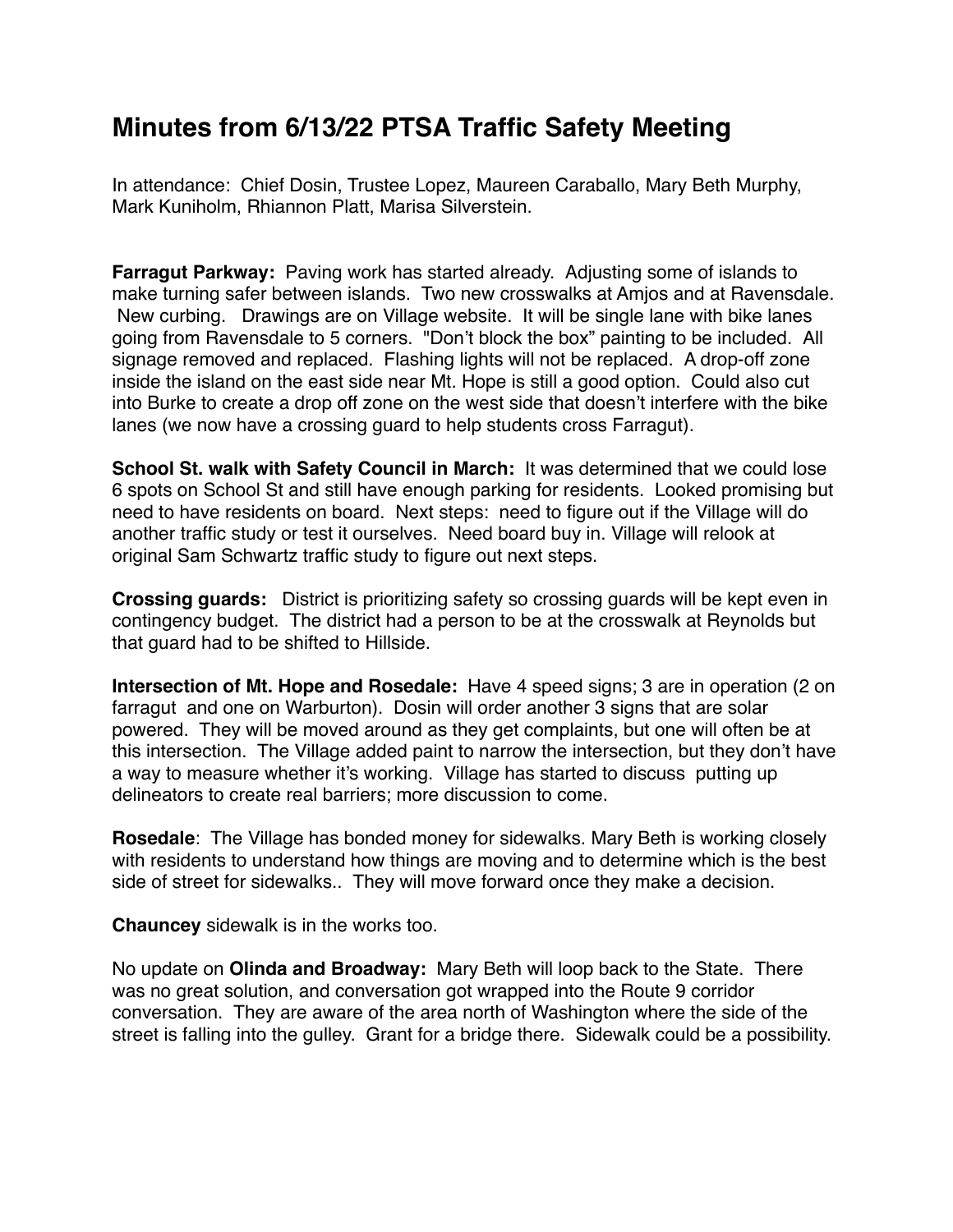# Minutes from 6/13/22 PTSA Traffic Safety Meeting

In attendance: Chief Dosin, Trustee Lopez, Maureen Caraballo, Mary Beth Murphy, Mark Kuniholm, Rhiannon Platt, Marisa Silverstein.

**Farragut Parkway:** Paving work has started already. Adjusting some of islands to make turning safer between islands. Two new crosswalks at Amjos and at Ravensdale. New curbing. Drawings are on Village website. It will be single lane with bike lanes going from Ravensdale to 5 corners. "Don't block the box" painting to be included. All signage removed and replaced. Flashing lights will not be replaced. A drop-off zone inside the island on the east side near Mt. Hope is still a good option. Could also cut into Burke to create a drop off zone on the west side that doesn't interfere with the bike lanes (we now have a crossing guard to help students cross Farragut).

**School St. walk with Safety Council in March:** It was determined that we could lose 6 spots on School St and still have enough parking for residents. Looked promising but need to have residents on board. Next steps: need to figure out if the Village will do another traffic study or test it ourselves. Need board buy in. Village will relook at original Sam Schwartz traffic study to figure out next steps.

**Crossing guards:** District is prioritizing safety so crossing guards will be kept even in contingency budget. The district had a person to be at the crosswalk at Reynolds but that guard had to be shifted to Hillside.

**Intersection of Mt. Hope and Rosedale:** Have 4 speed signs; 3 are in operation (2 on farragut and one on Warburton). Dosin will order another 3 signs that are solar powered. They will be moved around as they get complaints, but one will often be at this intersection. The Village added paint to narrow the intersection, but they don't have a way to measure whether it's working. Village has started to discuss putting up delineators to create real barriers; more discussion to come.

**Rosedale**: The Village has bonded money for sidewalks. Mary Beth is working closely with residents to understand how things are moving and to determine which is the best side of street for sidewalks.. They will move forward once they make a decision.

**Chauncey** sidewalk is in the works too.

No update on **Olinda and Broadway:** Mary Beth will loop back to the State. There was no great solution, and conversation got wrapped into the Route 9 corridor conversation. They are aware of the area north of Washington where the side of the street is falling into the gulley. Grant for a bridge there. Sidewalk could be a possibility.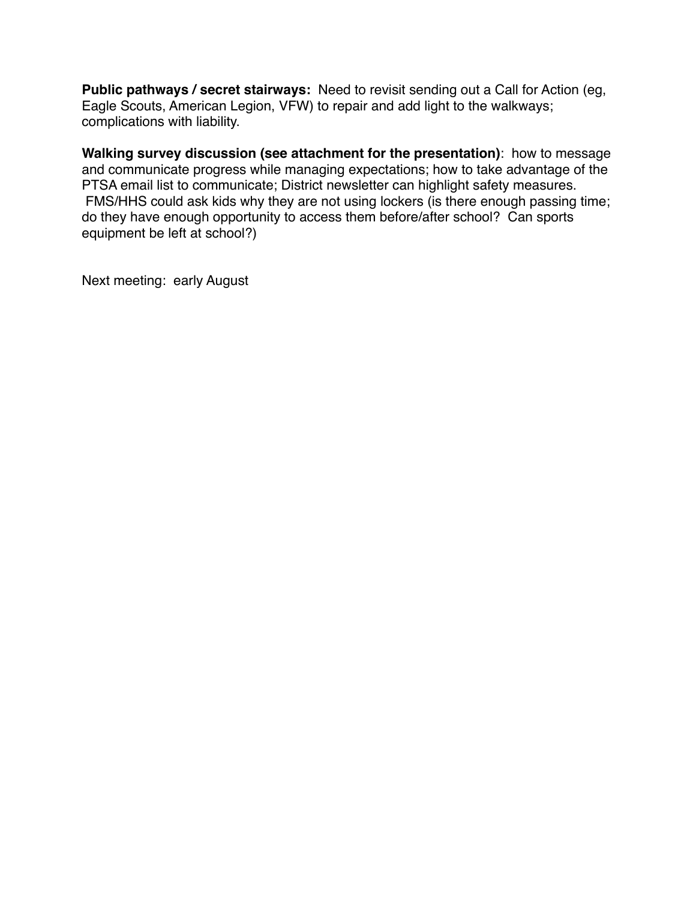**Public pathways / secret stairways:** Need to revisit sending out a Call for Action (eg, Eagle Scouts, American Legion, VFW) to repair and add light to the walkways; complications with liability.

**Walking survey discussion (see attachment for the presentation)**: how to message and communicate progress while managing expectations; how to take advantage of the PTSA email list to communicate; District newsletter can highlight safety measures. FMS/HHS could ask kids why they are not using lockers (is there enough passing time; do they have enough opportunity to access them before/after school? Can sports equipment be left at school?)

Next meeting: early August